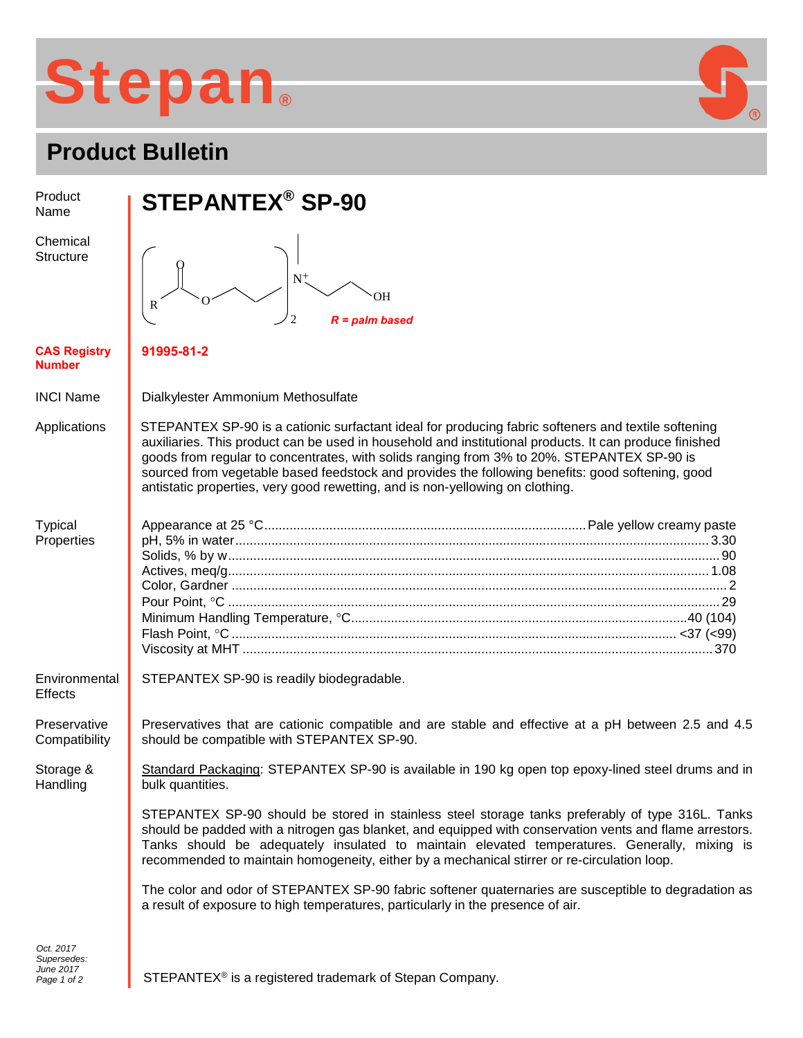# Stepan®

## Product Bulletin

**Product Name**

# STEPANTEX® SP-90

**Chemical Structure**

*R = palm based*

**CAS Registry Number**

**91995-81-2**

**INCI Name**

Dialkylester Ammonium Methosulfate

**Applications**

STEPANTEX SP-90 is a cationic surfactant ideal for producing fabric softeners and textile softening auxiliaries. This product can be used in household and institutional products. It can produce finished goods from regular to concentrates, with solids ranging from 3% to 20%. STEPANTEX SP-90 is sourced from vegetable based feedstock and provides the following benefits: good softening, good antistatic properties, very good rewetting, and is non-yellowing on clothing.

**Typical Properties**

| Property | Value |
|---|---|
| Appearance at 25 °C | Pale yellow creamy paste |
| pH, 5% in water | 3.30 |
| Solids, % by w | 90 |
| Actives, meq/g | 1.08 |
| Color, Gardner | 2 |
| Pour Point, °C | 29 |
| Minimum Handling Temperature, °C | 40 (104) |
| Flash Point, °C | <37 (<99) |
| Viscosity at MHT | 370 |

**Environmental Effects**

STEPANTEX SP-90 is readily biodegradable.

**Preservative Compatibility**

Preservatives that are cationic compatible and are stable and effective at a pH between 2.5 and 4.5 should be compatible with STEPANTEX SP-90.

**Storage & Handling**

Standard Packaging: STEPANTEX SP-90 is available in 190 kg open top epoxy-lined steel drums and in bulk quantities.

STEPANTEX SP-90 should be stored in stainless steel storage tanks preferably of type 316L. Tanks should be padded with a nitrogen gas blanket, and equipped with conservation vents and flame arrestors. Tanks should be adequately insulated to maintain elevated temperatures. Generally, mixing is recommended to maintain homogeneity, either by a mechanical stirrer or re-circulation loop.

The color and odor of STEPANTEX SP-90 fabric softener quaternaries are susceptible to degradation as a result of exposure to high temperatures, particularly in the presence of air.

*Oct. 2017*
*Supersedes: June 2017*

STEPANTEX® is a registered trademark of Stepan Company.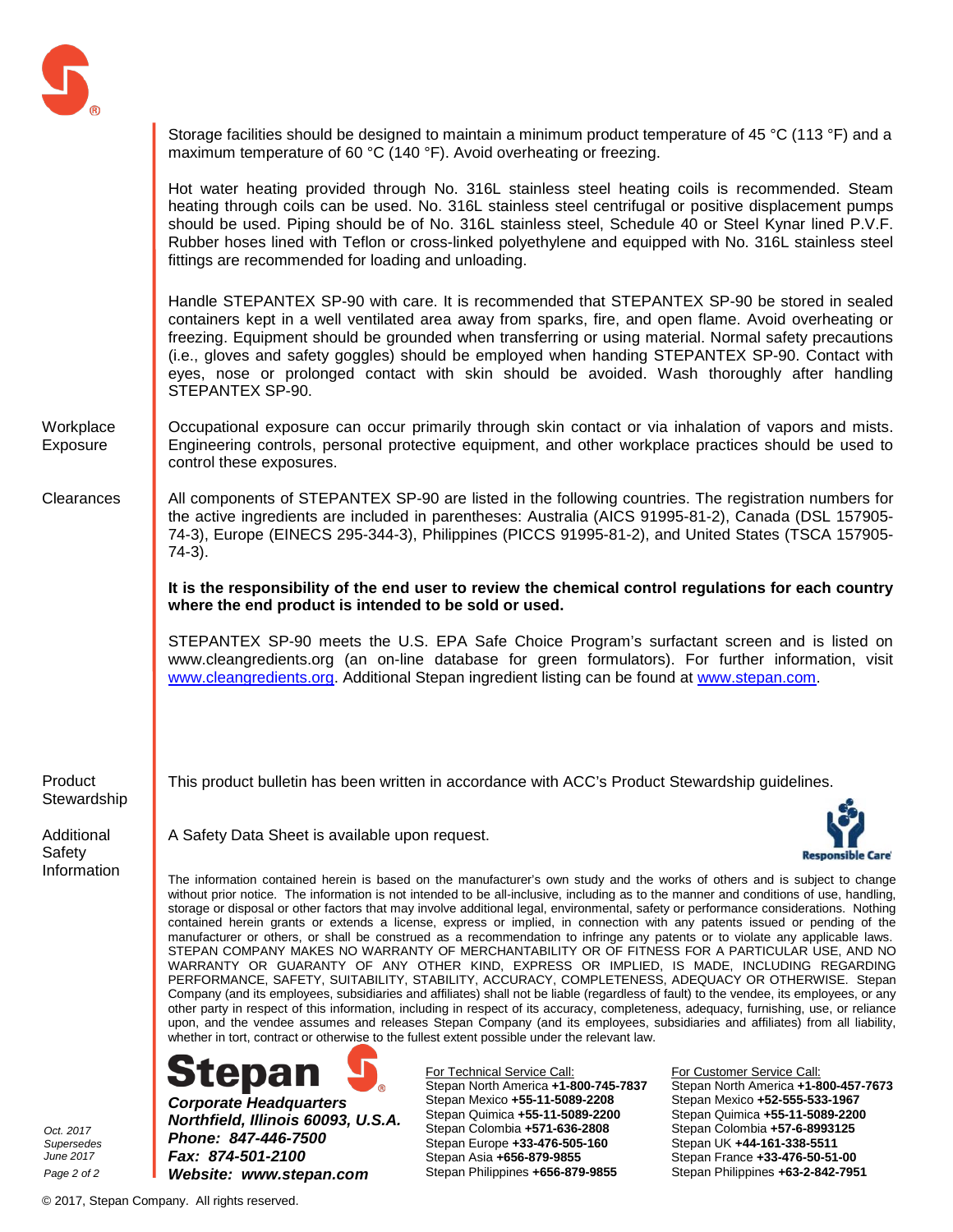Storage facilities should be designed to maintain a minimum product temperature of 45 °C (113 °F) and a maximum temperature of 60 °C (140 °F). Avoid overheating or freezing.

Hot water heating provided through No. 316L stainless steel heating coils is recommended. Steam heating through coils can be used. No. 316L stainless steel centrifugal or positive displacement pumps should be used. Piping should be of No. 316L stainless steel, Schedule 40 or Steel Kynar lined P.V.F. Rubber hoses lined with Teflon or cross-linked polyethylene and equipped with No. 316L stainless steel fittings are recommended for loading and unloading.

Handle STEPANTEX SP-90 with care. It is recommended that STEPANTEX SP-90 be stored in sealed containers kept in a well ventilated area away from sparks, fire, and open flame. Avoid overheating or freezing. Equipment should be grounded when transferring or using material. Normal safety precautions (i.e., gloves and safety goggles) should be employed when handing STEPANTEX SP-90. Contact with eyes, nose or prolonged contact with skin should be avoided. Wash thoroughly after handling STEPANTEX SP-90.

**Workplace Exposure**

Occupational exposure can occur primarily through skin contact or via inhalation of vapors and mists. Engineering controls, personal protective equipment, and other workplace practices should be used to control these exposures.

**Clearances**

All components of STEPANTEX SP-90 are listed in the following countries. The registration numbers for the active ingredients are included in parentheses: Australia (AICS 91995-81-2), Canada (DSL 157905-74-3), Europe (EINECS 295-344-3), Philippines (PICCS 91995-81-2), and United States (TSCA 157905-74-3).

**It is the responsibility of the end user to review the chemical control regulations for each country where the end product is intended to be sold or used.**

STEPANTEX SP-90 meets the U.S. EPA Safe Choice Program's surfactant screen and is listed on www.cleangredients.org (an on-line database for green formulators). For further information, visit www.cleangredients.org. Additional Stepan ingredient listing can be found at www.stepan.com.

**Product Stewardship**

This product bulletin has been written in accordance with ACC's Product Stewardship guidelines.

**Additional Safety Information**

A Safety Data Sheet is available upon request.

Responsible Care

The information contained herein is based on the manufacturer's own study and the works of others and is subject to change without prior notice. The information is not intended to be all-inclusive, including as to the manner and conditions of use, handling, storage or disposal or other factors that may involve additional legal, environmental, safety or performance considerations. Nothing contained herein grants or extends a license, express or implied, in connection with any patents issued or pending of the manufacturer or others, or shall be construed as a recommendation to infringe any patents or to violate any applicable laws. STEPAN COMPANY MAKES NO WARRANTY OF MERCHANTABILITY OR OF FITNESS FOR A PARTICULAR USE, AND NO WARRANTY OR GUARANTY OF ANY OTHER KIND, EXPRESS OR IMPLIED, IS MADE, INCLUDING REGARDING PERFORMANCE, SAFETY, SUITABILITY, STABILITY, ACCURACY, COMPLETENESS, ADEQUACY OR OTHERWISE. Stepan Company (and its employees, subsidiaries and affiliates) shall not be liable (regardless of fault) to the vendee, its employees, or any other party in respect of this information, including in respect of its accuracy, completeness, adequacy, furnishing, use, or reliance upon, and the vendee assumes and releases Stepan Company (and its employees, subsidiaries and affiliates) from all liability, whether in tort, contract or otherwise to the fullest extent possible under the relevant law.

**Stepan**

***Corporate Headquarters***
***Northfield, Illinois 60093, U.S.A.***
***Phone: 847-446-7500***
***Fax: 874-501-2100***
***Website: www.stepan.com***

For Technical Service Call:
Stepan North America **+1-800-745-7837**
Stepan Mexico **+55-11-5089-2208**
Stepan Quimica **+55-11-5089-2200**
Stepan Colombia **+571-636-2808**
Stepan Europe **+33-476-505-160**
Stepan Asia **+656-879-9855**
Stepan Philippines **+656-879-9855**

For Customer Service Call:
Stepan North America **+1-800-457-7673**
Stepan Mexico **+52-555-533-1967**
Stepan Quimica **+55-11-5089-2200**
Stepan Colombia **+57-6-8993125**
Stepan UK **+44-161-338-5511**
Stepan France **+33-476-50-51-00**
Stepan Philippines **+63-2-842-7951**

*Oct. 2017*
*Supersedes June 2017*

© 2017, Stepan Company. All rights reserved.